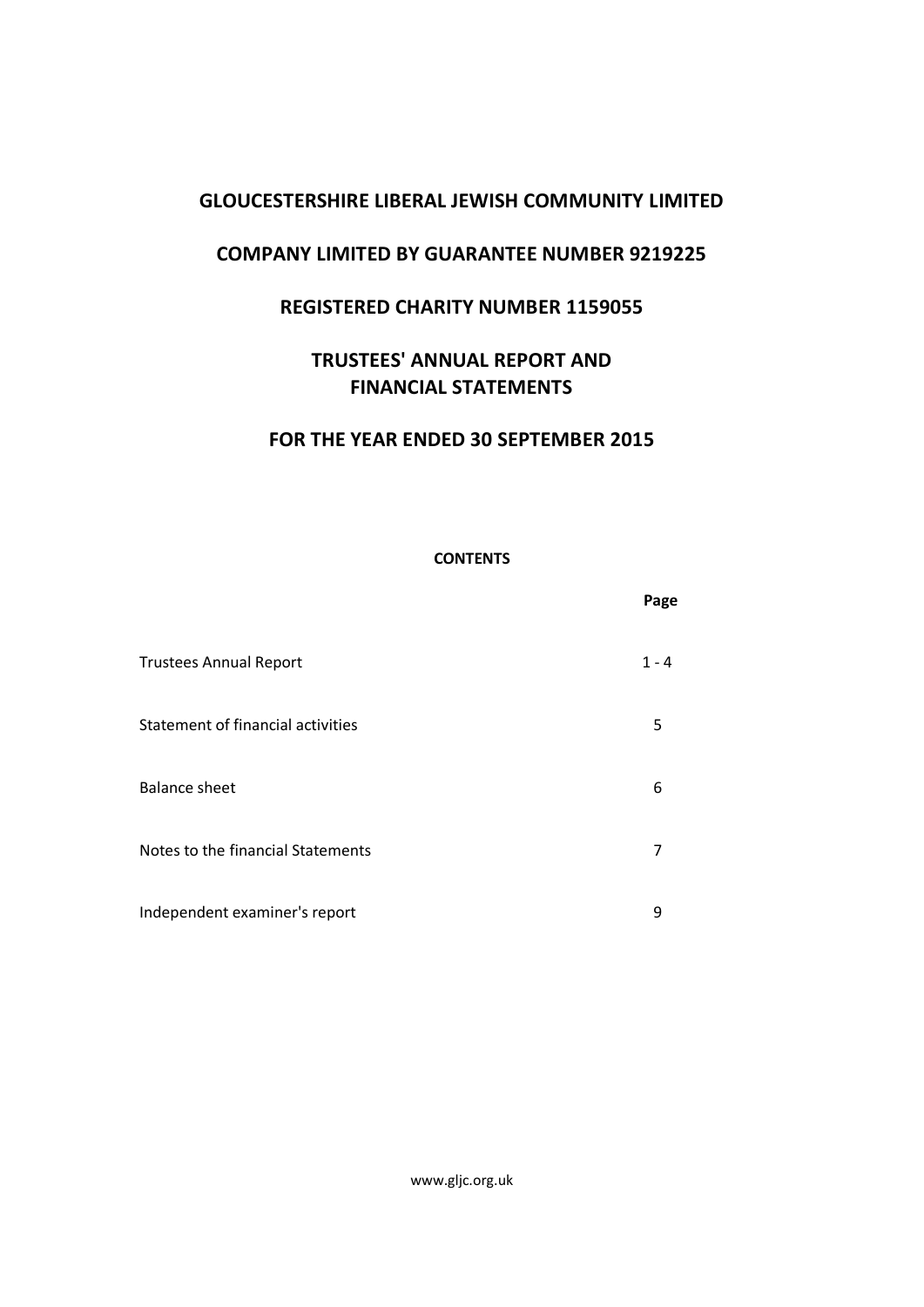# GLOUCESTERSHIRE LIBERAL JEWISH COMMUNITY LIMITED

## COMPANY LIMITED BY GUARANTEE NUMBER 9219225

## REGISTERED CHARITY NUMBER 1159055

## TRUSTEES' ANNUAL REPORT AND FINANCIAL STATEMENTS

## FOR THE YEAR ENDED 30 SEPTEMBER 2015

**CONTENTS**

| | Page |
|---|---|
| Trustees Annual Report | 1 - 4 |
| Statement of financial activities | 5 |
| Balance sheet | 6 |
| Notes to the financial Statements | 7 |
| Independent examiner's report | 9 |

www.gljc.org.uk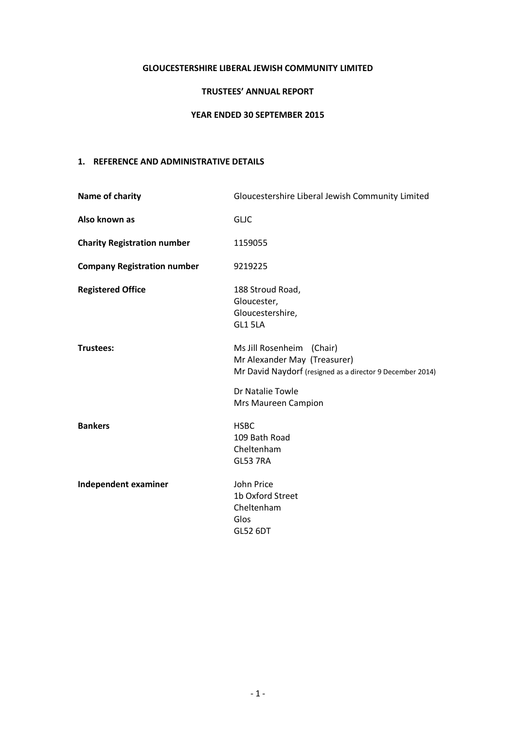**GLOUCESTERSHIRE LIBERAL JEWISH COMMUNITY LIMITED**

**TRUSTEES' ANNUAL REPORT**

**YEAR ENDED 30 SEPTEMBER 2015**

## 1. REFERENCE AND ADMINISTRATIVE DETAILS

| | |
|---|---|
| **Name of charity** | Gloucestershire Liberal Jewish Community Limited |
| **Also known as** | GLJC |
| **Charity Registration number** | 1159055 |
| **Company Registration number** | 9219225 |
| **Registered Office** | 188 Stroud Road,<br>Gloucester,<br>Gloucestershire,<br>GL1 5LA |
| **Trustees:** | Ms Jill Rosenheim (Chair)<br>Mr Alexander May (Treasurer)<br>Mr David Naydorf (resigned as a director 9 December 2014)<br>Dr Natalie Towle<br>Mrs Maureen Campion |
| **Bankers** | HSBC<br>109 Bath Road<br>Cheltenham<br>GL53 7RA |
| **Independent examiner** | John Price<br>1b Oxford Street<br>Cheltenham<br>Glos<br>GL52 6DT |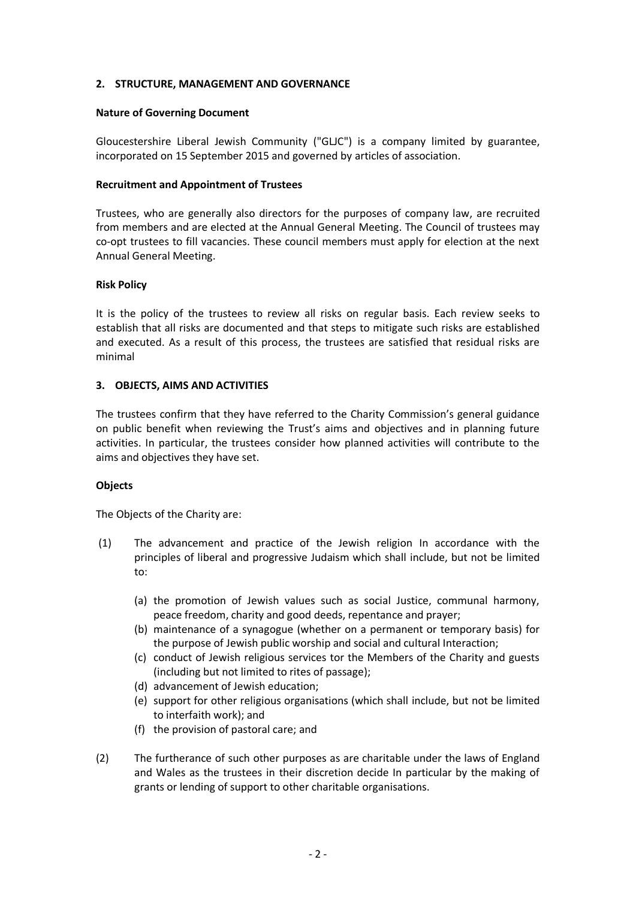## 2. STRUCTURE, MANAGEMENT AND GOVERNANCE

### Nature of Governing Document

Gloucestershire Liberal Jewish Community ("GLJC") is a company limited by guarantee, incorporated on 15 September 2015 and governed by articles of association.

### Recruitment and Appointment of Trustees

Trustees, who are generally also directors for the purposes of company law, are recruited from members and are elected at the Annual General Meeting. The Council of trustees may co-opt trustees to fill vacancies. These council members must apply for election at the next Annual General Meeting.

### Risk Policy

It is the policy of the trustees to review all risks on regular basis. Each review seeks to establish that all risks are documented and that steps to mitigate such risks are established and executed. As a result of this process, the trustees are satisfied that residual risks are minimal

## 3. OBJECTS, AIMS AND ACTIVITIES

The trustees confirm that they have referred to the Charity Commission's general guidance on public benefit when reviewing the Trust's aims and objectives and in planning future activities. In particular, the trustees consider how planned activities will contribute to the aims and objectives they have set.

### Objects

The Objects of the Charity are:

(1) The advancement and practice of the Jewish religion In accordance with the principles of liberal and progressive Judaism which shall include, but not be limited to:

- (a) the promotion of Jewish values such as social Justice, communal harmony, peace freedom, charity and good deeds, repentance and prayer;
- (b) maintenance of a synagogue (whether on a permanent or temporary basis) for the purpose of Jewish public worship and social and cultural Interaction;
- (c) conduct of Jewish religious services tor the Members of the Charity and guests (including but not limited to rites of passage);
- (d) advancement of Jewish education;
- (e) support for other religious organisations (which shall include, but not be limited to interfaith work); and
- (f) the provision of pastoral care; and

(2) The furtherance of such other purposes as are charitable under the laws of England and Wales as the trustees in their discretion decide In particular by the making of grants or lending of support to other charitable organisations.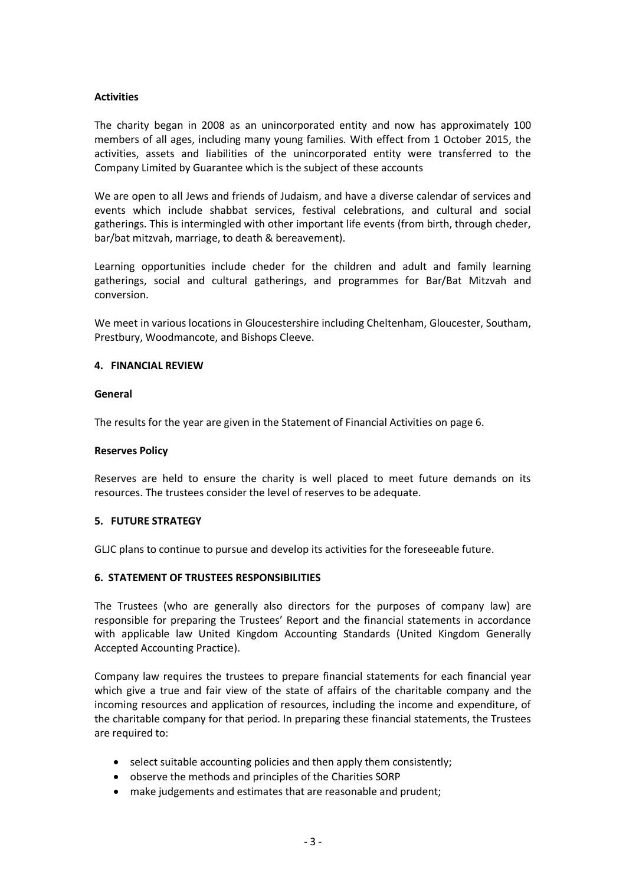**Activities**

The charity began in 2008 as an unincorporated entity and now has approximately 100 members of all ages, including many young families. With effect from 1 October 2015, the activities, assets and liabilities of the unincorporated entity were transferred to the Company Limited by Guarantee which is the subject of these accounts

We are open to all Jews and friends of Judaism, and have a diverse calendar of services and events which include shabbat services, festival celebrations, and cultural and social gatherings. This is intermingled with other important life events (from birth, through cheder, bar/bat mitzvah, marriage, to death & bereavement).

Learning opportunities include cheder for the children and adult and family learning gatherings, social and cultural gatherings, and programmes for Bar/Bat Mitzvah and conversion.

We meet in various locations in Gloucestershire including Cheltenham, Gloucester, Southam, Prestbury, Woodmancote, and Bishops Cleeve.

## 4. FINANCIAL REVIEW

**General**

The results for the year are given in the Statement of Financial Activities on page 6.

**Reserves Policy**

Reserves are held to ensure the charity is well placed to meet future demands on its resources. The trustees consider the level of reserves to be adequate.

## 5. FUTURE STRATEGY

GLJC plans to continue to pursue and develop its activities for the foreseeable future.

## 6. STATEMENT OF TRUSTEES RESPONSIBILITIES

The Trustees (who are generally also directors for the purposes of company law) are responsible for preparing the Trustees' Report and the financial statements in accordance with applicable law United Kingdom Accounting Standards (United Kingdom Generally Accepted Accounting Practice).

Company law requires the trustees to prepare financial statements for each financial year which give a true and fair view of the state of affairs of the charitable company and the incoming resources and application of resources, including the income and expenditure, of the charitable company for that period. In preparing these financial statements, the Trustees are required to:

- select suitable accounting policies and then apply them consistently;
- observe the methods and principles of the Charities SORP
- make judgements and estimates that are reasonable and prudent;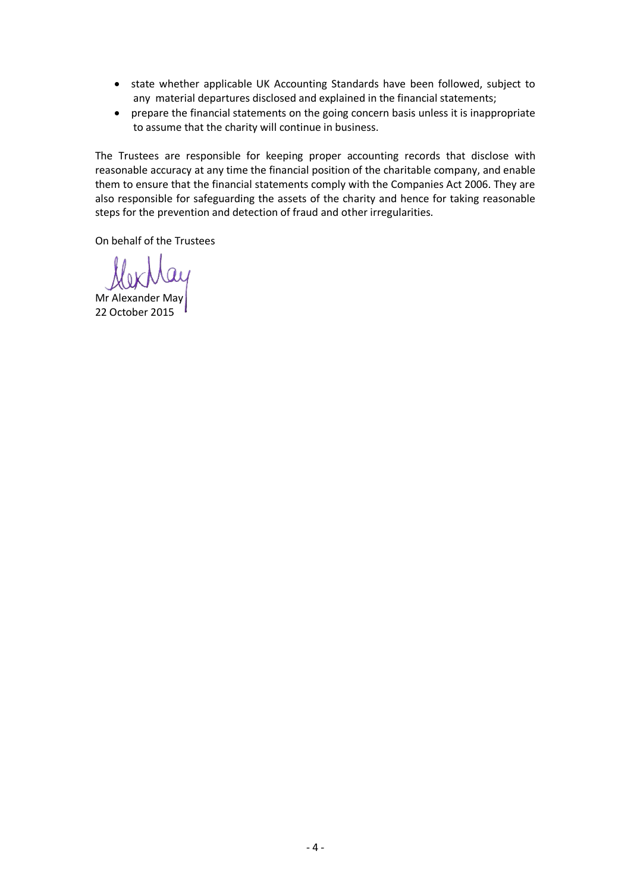- state whether applicable UK Accounting Standards have been followed, subject to any material departures disclosed and explained in the financial statements;
- prepare the financial statements on the going concern basis unless it is inappropriate to assume that the charity will continue in business.

The Trustees are responsible for keeping proper accounting records that disclose with reasonable accuracy at any time the financial position of the charitable company, and enable them to ensure that the financial statements comply with the Companies Act 2006. They are also responsible for safeguarding the assets of the charity and hence for taking reasonable steps for the prevention and detection of fraud and other irregularities.

On behalf of the Trustees

Mr Alexander May
22 October 2015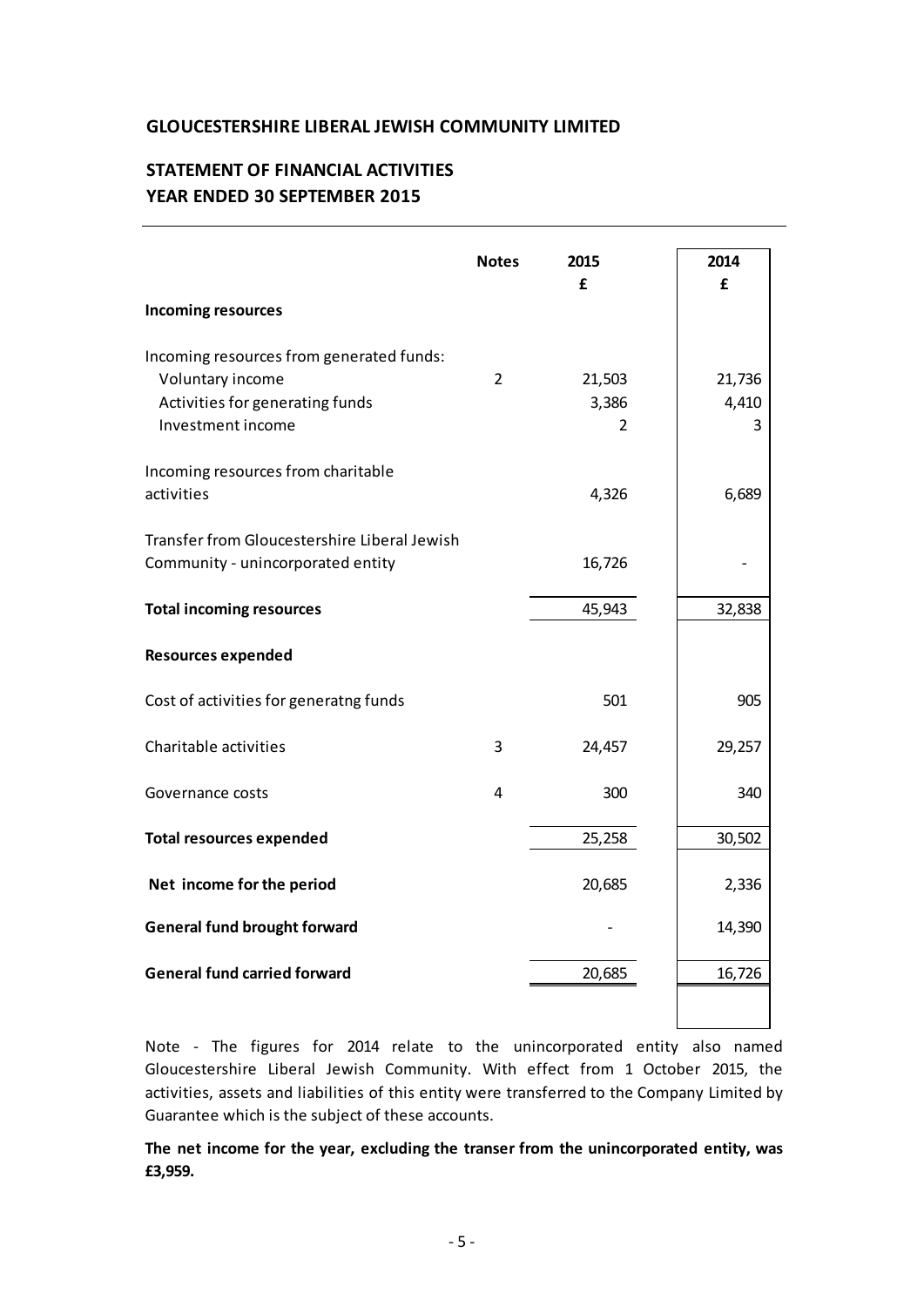**GLOUCESTERSHIRE LIBERAL JEWISH COMMUNITY LIMITED**

**STATEMENT OF FINANCIAL ACTIVITIES**
**YEAR ENDED 30 SEPTEMBER 2015**

| | Notes | 2015 £ | 2014 £ |
|---|---|---|---|
| **Incoming resources** | | | |
| Incoming resources from generated funds: | | | |
| Voluntary income | 2 | 21,503 | 21,736 |
| Activities for generating funds | | 3,386 | 4,410 |
| Investment income | | 2 | 3 |
| Incoming resources from charitable activities | | 4,326 | 6,689 |
| Transfer from Gloucestershire Liberal Jewish Community - unincorporated entity | | 16,726 | - |
| **Total incoming resources** | | 45,943 | 32,838 |
| **Resources expended** | | | |
| Cost of activities for generatng funds | | 501 | 905 |
| Charitable activities | 3 | 24,457 | 29,257 |
| Governance costs | 4 | 300 | 340 |
| **Total resources expended** | | 25,258 | 30,502 |
| **Net income for the period** | | 20,685 | 2,336 |
| **General fund brought forward** | | - | 14,390 |
| **General fund carried forward** | | 20,685 | 16,726 |

Note - The figures for 2014 relate to the unincorporated entity also named Gloucestershire Liberal Jewish Community. With effect from 1 October 2015, the activities, assets and liabilities of this entity were transferred to the Company Limited by Guarantee which is the subject of these accounts.

**The net income for the year, excluding the transer from the unincorporated entity, was £3,959.**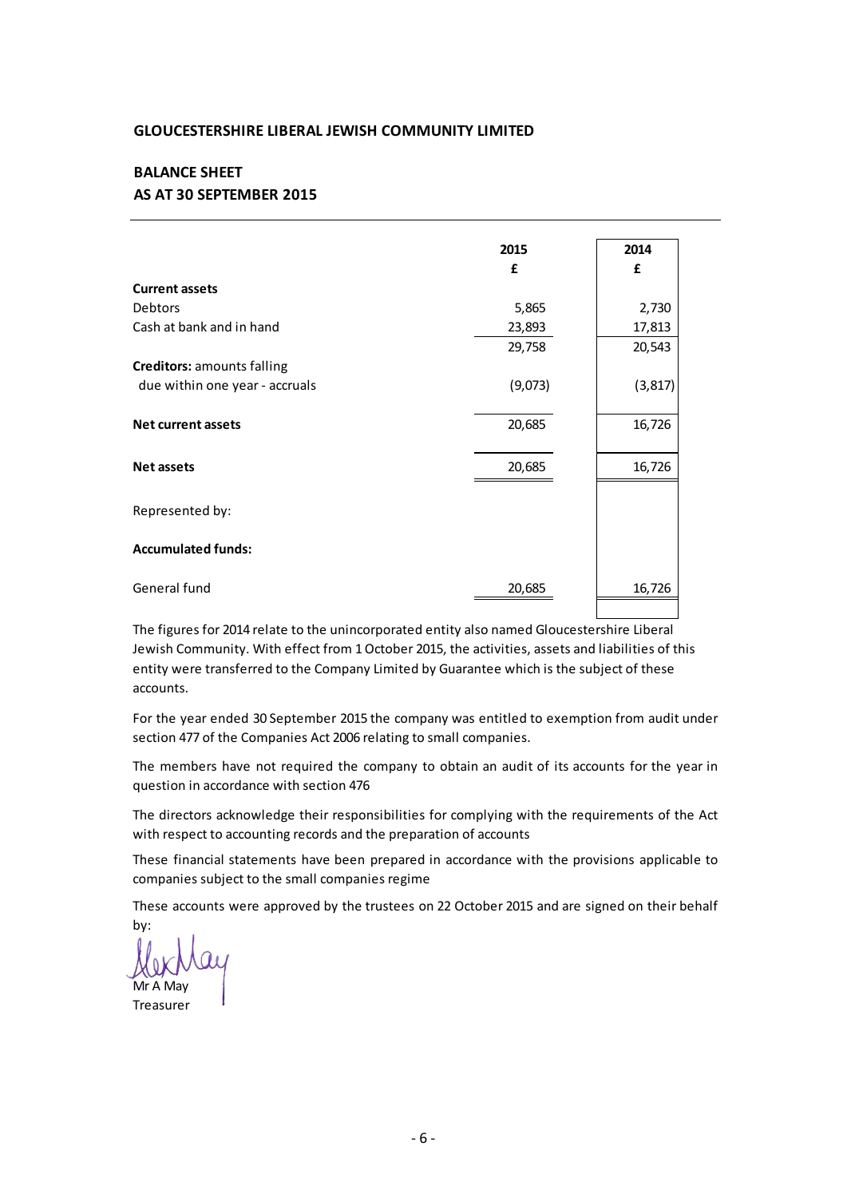**GLOUCESTERSHIRE LIBERAL JEWISH COMMUNITY LIMITED**

**BALANCE SHEET**
**AS AT 30 SEPTEMBER 2015**

| | 2015 | 2014 |
|---|---|---|
| | £ | £ |
| **Current assets** | | |
| Debtors | 5,865 | 2,730 |
| Cash at bank and in hand | 23,893 | 17,813 |
| | 29,758 | 20,543 |
| **Creditors:** amounts falling due within one year - accruals | (9,073) | (3,817) |
| **Net current assets** | 20,685 | 16,726 |
| **Net assets** | 20,685 | 16,726 |
| Represented by: | | |
| **Accumulated funds:** | | |
| General fund | 20,685 | 16,726 |

The figures for 2014 relate to the unincorporated entity also named Gloucestershire Liberal Jewish Community. With effect from 1 October 2015, the activities, assets and liabilities of this entity were transferred to the Company Limited by Guarantee which is the subject of these accounts.

For the year ended 30 September 2015 the company was entitled to exemption from audit under section 477 of the Companies Act 2006 relating to small companies.

The members have not required the company to obtain an audit of its accounts for the year in question in accordance with section 476

The directors acknowledge their responsibilities for complying with the requirements of the Act with respect to accounting records and the preparation of accounts

These financial statements have been prepared in accordance with the provisions applicable to companies subject to the small companies regime

These accounts were approved by the trustees on 22 October 2015 and are signed on their behalf by:

Mr A May
Treasurer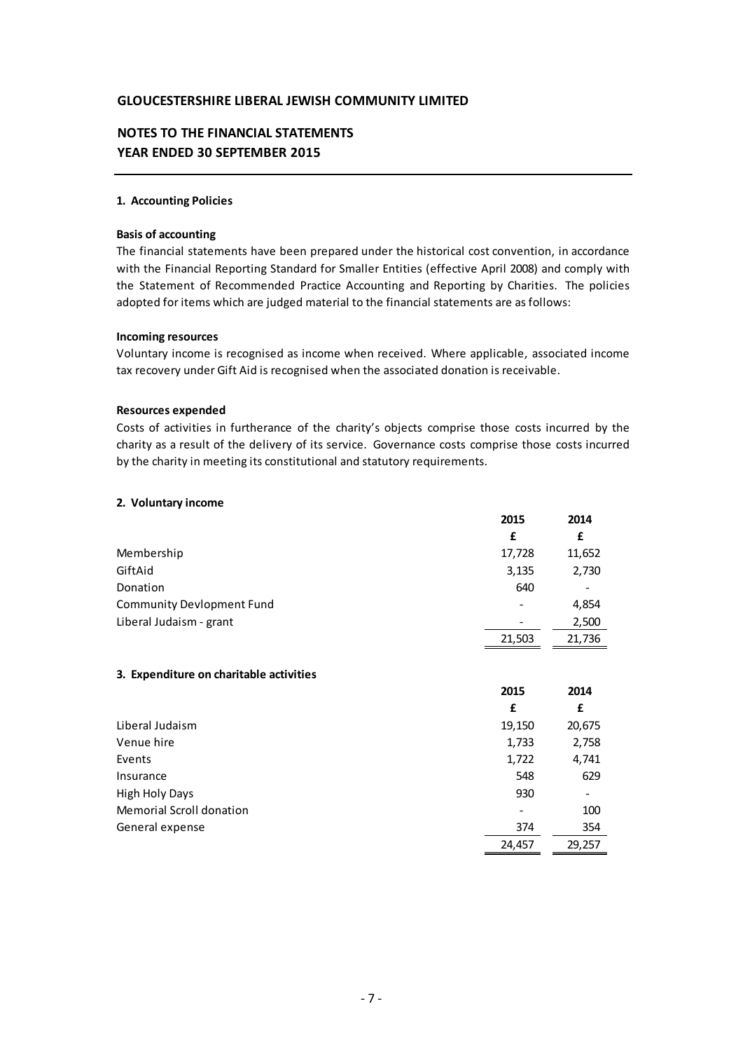**GLOUCESTERSHIRE LIBERAL JEWISH COMMUNITY LIMITED**

**NOTES TO THE FINANCIAL STATEMENTS**
**YEAR ENDED 30 SEPTEMBER 2015**

---

**1. Accounting Policies**

**Basis of accounting**

The financial statements have been prepared under the historical cost convention, in accordance with the Financial Reporting Standard for Smaller Entities (effective April 2008) and comply with the Statement of Recommended Practice Accounting and Reporting by Charities. The policies adopted for items which are judged material to the financial statements are as follows:

**Incoming resources**

Voluntary income is recognised as income when received. Where applicable, associated income tax recovery under Gift Aid is recognised when the associated donation is receivable.

**Resources expended**

Costs of activities in furtherance of the charity's objects comprise those costs incurred by the charity as a result of the delivery of its service. Governance costs comprise those costs incurred by the charity in meeting its constitutional and statutory requirements.

**2. Voluntary income**

| | 2015 | 2014 |
|---|---|---|
| | £ | £ |
| Membership | 17,728 | 11,652 |
| GiftAid | 3,135 | 2,730 |
| Donation | 640 | - |
| Community Devlopment Fund | - | 4,854 |
| Liberal Judaism - grant | - | 2,500 |
| | 21,503 | 21,736 |

**3. Expenditure on charitable activities**

| | 2015 | 2014 |
|---|---|---|
| | £ | £ |
| Liberal Judaism | 19,150 | 20,675 |
| Venue hire | 1,733 | 2,758 |
| Events | 1,722 | 4,741 |
| Insurance | 548 | 629 |
| High Holy Days | 930 | - |
| Memorial Scroll donation | - | 100 |
| General expense | 374 | 354 |
| | 24,457 | 29,257 |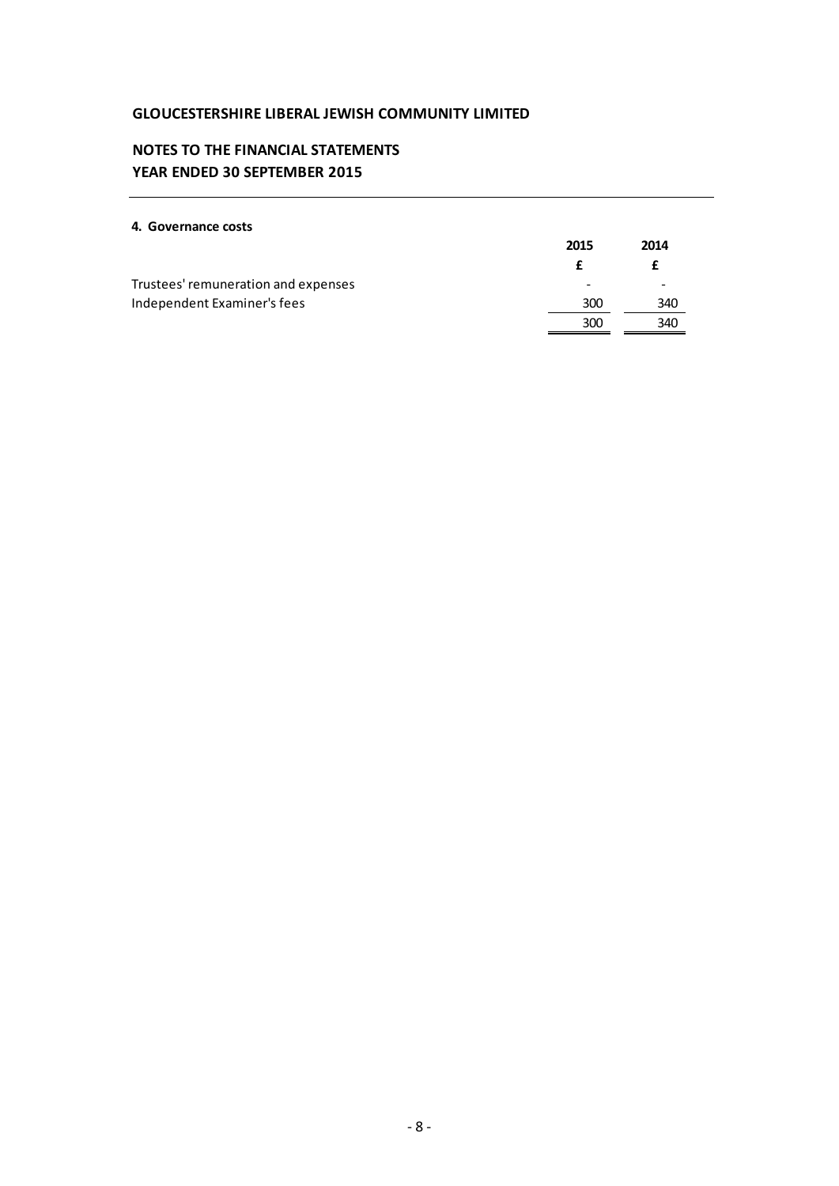# GLOUCESTERSHIRE LIBERAL JEWISH COMMUNITY LIMITED

## NOTES TO THE FINANCIAL STATEMENTS
## YEAR ENDED 30 SEPTEMBER 2015

### 4. Governance costs

| | 2015 | 2014 |
|---|---|---|
| | £ | £ |
| Trustees' remuneration and expenses | - | - |
| Independent Examiner's fees | 300 | 340 |
| | 300 | 340 |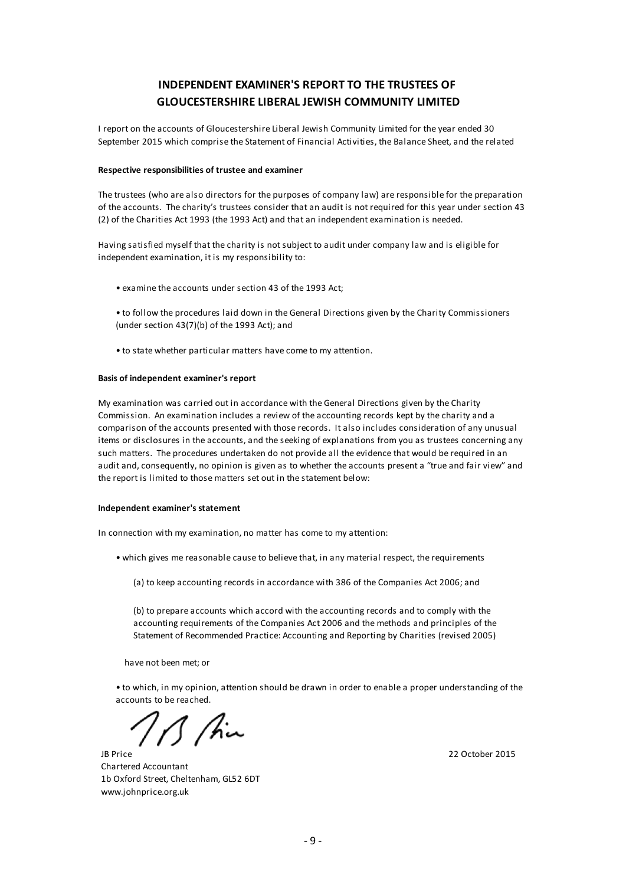# INDEPENDENT EXAMINER'S REPORT TO THE TRUSTEES OF GLOUCESTERSHIRE LIBERAL JEWISH COMMUNITY LIMITED

I report on the accounts of Gloucestershire Liberal Jewish Community Limited for the year ended 30 September 2015 which comprise the Statement of Financial Activities, the Balance Sheet, and the related

**Respective responsibilities of trustee and examiner**

The trustees (who are also directors for the purposes of company law) are responsible for the preparation of the accounts. The charity's trustees consider that an audit is not required for this year under section 43 (2) of the Charities Act 1993 (the 1993 Act) and that an independent examination is needed.

Having satisfied myself that the charity is not subject to audit under company law and is eligible for independent examination, it is my responsibility to:

- examine the accounts under section 43 of the 1993 Act;
- to follow the procedures laid down in the General Directions given by the Charity Commissioners (under section 43(7)(b) of the 1993 Act); and
- to state whether particular matters have come to my attention.

**Basis of independent examiner's report**

My examination was carried out in accordance with the General Directions given by the Charity Commission. An examination includes a review of the accounting records kept by the charity and a comparison of the accounts presented with those records. It also includes consideration of any unusual items or disclosures in the accounts, and the seeking of explanations from you as trustees concerning any such matters. The procedures undertaken do not provide all the evidence that would be required in an audit and, consequently, no opinion is given as to whether the accounts present a "true and fair view" and the report is limited to those matters set out in the statement below:

**Independent examiner's statement**

In connection with my examination, no matter has come to my attention:

- which gives me reasonable cause to believe that, in any material respect, the requirements

    (a) to keep accounting records in accordance with 386 of the Companies Act 2006; and

    (b) to prepare accounts which accord with the accounting records and to comply with the accounting requirements of the Companies Act 2006 and the methods and principles of the Statement of Recommended Practice: Accounting and Reporting by Charities (revised 2005)

  have not been met; or

- to which, in my opinion, attention should be drawn in order to enable a proper understanding of the accounts to be reached.

JB Price
Chartered Accountant
1b Oxford Street, Cheltenham, GL52 6DT
www.johnprice.org.uk

22 October 2015